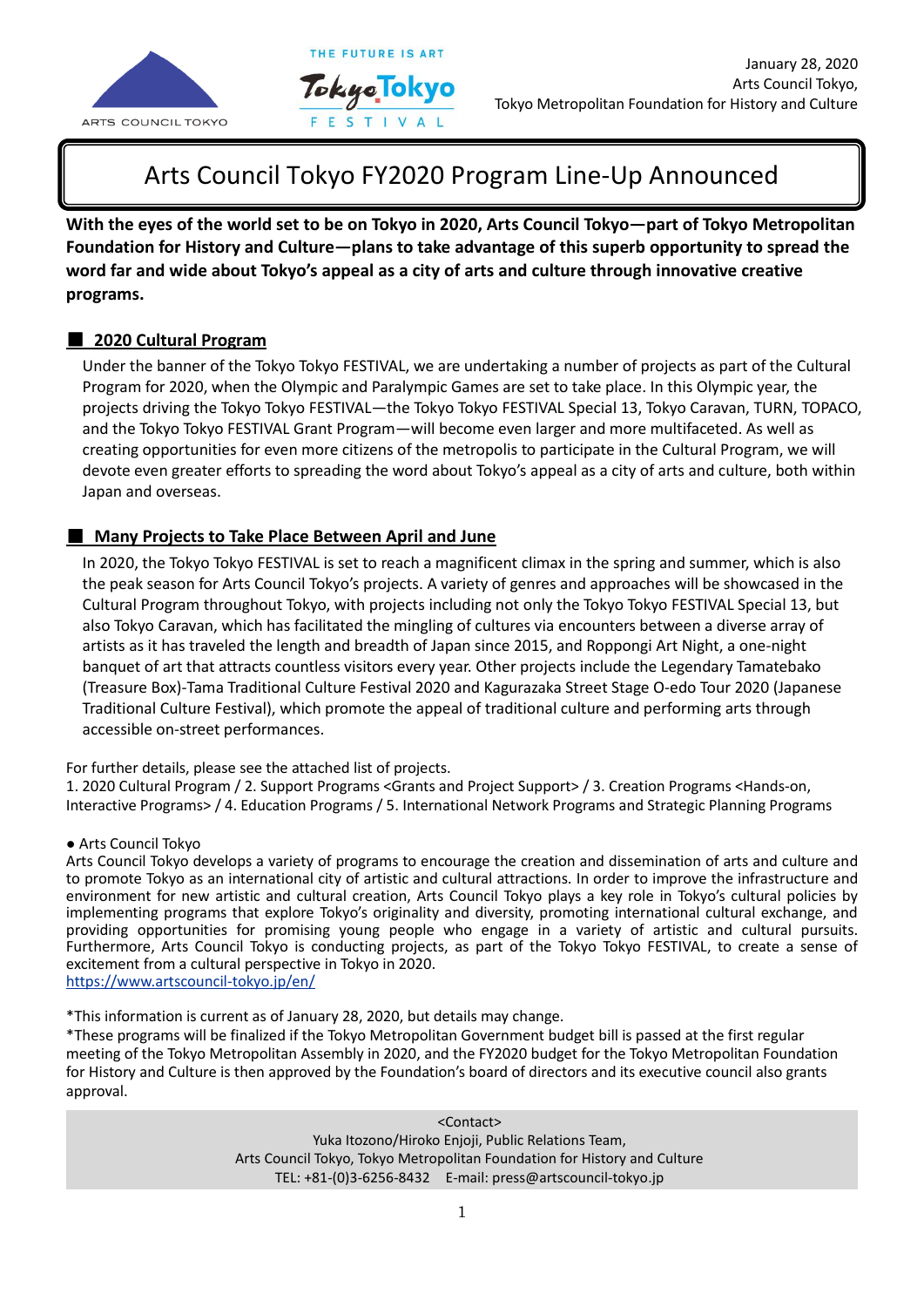January 28, 2020
Arts Council Tokyo,
Tokyo Metropolitan Foundation for History and Culture

# Arts Council Tokyo FY2020 Program Line-Up Announced

**With the eyes of the world set to be on Tokyo in 2020, Arts Council Tokyo—part of Tokyo Metropolitan Foundation for History and Culture—plans to take advantage of this superb opportunity to spread the word far and wide about Tokyo's appeal as a city of arts and culture through innovative creative programs.**

## ■ 2020 Cultural Program

Under the banner of the Tokyo Tokyo FESTIVAL, we are undertaking a number of projects as part of the Cultural Program for 2020, when the Olympic and Paralympic Games are set to take place. In this Olympic year, the projects driving the Tokyo Tokyo FESTIVAL—the Tokyo Tokyo FESTIVAL Special 13, Tokyo Caravan, TURN, TOPACO, and the Tokyo Tokyo FESTIVAL Grant Program—will become even larger and more multifaceted. As well as creating opportunities for even more citizens of the metropolis to participate in the Cultural Program, we will devote even greater efforts to spreading the word about Tokyo's appeal as a city of arts and culture, both within Japan and overseas.

## ■ Many Projects to Take Place Between April and June

In 2020, the Tokyo Tokyo FESTIVAL is set to reach a magnificent climax in the spring and summer, which is also the peak season for Arts Council Tokyo's projects. A variety of genres and approaches will be showcased in the Cultural Program throughout Tokyo, with projects including not only the Tokyo Tokyo FESTIVAL Special 13, but also Tokyo Caravan, which has facilitated the mingling of cultures via encounters between a diverse array of artists as it has traveled the length and breadth of Japan since 2015, and Roppongi Art Night, a one-night banquet of art that attracts countless visitors every year. Other projects include the Legendary Tamatebako (Treasure Box)-Tama Traditional Culture Festival 2020 and Kagurazaka Street Stage O-edo Tour 2020 (Japanese Traditional Culture Festival), which promote the appeal of traditional culture and performing arts through accessible on-street performances.

For further details, please see the attached list of projects.
1. 2020 Cultural Program / 2. Support Programs <Grants and Project Support> / 3. Creation Programs <Hands-on, Interactive Programs> / 4. Education Programs / 5. International Network Programs and Strategic Planning Programs

● Arts Council Tokyo
Arts Council Tokyo develops a variety of programs to encourage the creation and dissemination of arts and culture and to promote Tokyo as an international city of artistic and cultural attractions. In order to improve the infrastructure and environment for new artistic and cultural creation, Arts Council Tokyo plays a key role in Tokyo's cultural policies by implementing programs that explore Tokyo's originality and diversity, promoting international cultural exchange, and providing opportunities for promising young people who engage in a variety of artistic and cultural pursuits. Furthermore, Arts Council Tokyo is conducting projects, as part of the Tokyo Tokyo FESTIVAL, to create a sense of excitement from a cultural perspective in Tokyo in 2020.
https://www.artscouncil-tokyo.jp/en/

*This information is current as of January 28, 2020, but details may change.
*These programs will be finalized if the Tokyo Metropolitan Government budget bill is passed at the first regular meeting of the Tokyo Metropolitan Assembly in 2020, and the FY2020 budget for the Tokyo Metropolitan Foundation for History and Culture is then approved by the Foundation's board of directors and its executive council also grants approval.

<Contact>
Yuka Itozono/Hiroko Enjoji, Public Relations Team,
Arts Council Tokyo, Tokyo Metropolitan Foundation for History and Culture
TEL: +81-(0)3-6256-8432 E-mail: press@artscouncil-tokyo.jp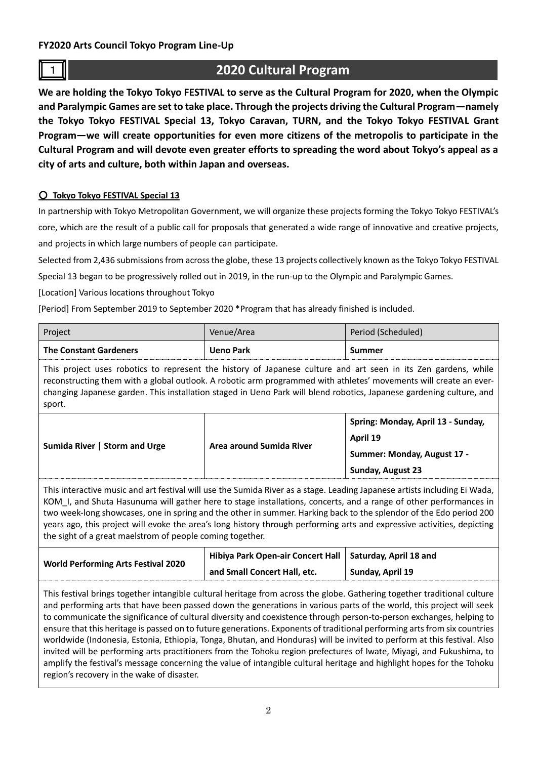**FY2020 Arts Council Tokyo Program Line-Up**

# 1 2020 Cultural Program

**We are holding the Tokyo Tokyo FESTIVAL to serve as the Cultural Program for 2020, when the Olympic and Paralympic Games are set to take place. Through the projects driving the Cultural Program—namely the Tokyo Tokyo FESTIVAL Special 13, Tokyo Caravan, TURN, and the Tokyo Tokyo FESTIVAL Grant Program—we will create opportunities for even more citizens of the metropolis to participate in the Cultural Program and will devote even greater efforts to spreading the word about Tokyo's appeal as a city of arts and culture, both within Japan and overseas.**

## ○ Tokyo Tokyo FESTIVAL Special 13

In partnership with Tokyo Metropolitan Government, we will organize these projects forming the Tokyo Tokyo FESTIVAL's core, which are the result of a public call for proposals that generated a wide range of innovative and creative projects, and projects in which large numbers of people can participate.

Selected from 2,436 submissions from across the globe, these 13 projects collectively known as the Tokyo Tokyo FESTIVAL Special 13 began to be progressively rolled out in 2019, in the run-up to the Olympic and Paralympic Games.

[Location] Various locations throughout Tokyo

[Period] From September 2019 to September 2020 *Program that has already finished is included.

| Project | Venue/Area | Period (Scheduled) |
|---|---|---|
| **The Constant Gardeners** | **Ueno Park** | **Summer** |
| This project uses robotics to represent the history of Japanese culture and art seen in its Zen gardens, while reconstructing them with a global outlook. A robotic arm programmed with athletes' movements will create an ever-changing Japanese garden. This installation staged in Ueno Park will blend robotics, Japanese gardening culture, and sport. | | |
| **Sumida River \| Storm and Urge** | **Area around Sumida River** | **Spring: Monday, April 13 - Sunday, April 19**<br>**Summer: Monday, August 17 - Sunday, August 23** |
| This interactive music and art festival will use the Sumida River as a stage. Leading Japanese artists including Ei Wada, KOM_I, and Shuta Hasunuma will gather here to stage installations, concerts, and a range of other performances in two week-long showcases, one in spring and the other in summer. Harking back to the splendor of the Edo period 200 years ago, this project will evoke the area's long history through performing arts and expressive activities, depicting the sight of a great maelstrom of people coming together. | | |
| **World Performing Arts Festival 2020** | **Hibiya Park Open-air Concert Hall and Small Concert Hall, etc.** | **Saturday, April 18 and Sunday, April 19** |
| This festival brings together intangible cultural heritage from across the globe. Gathering together traditional culture and performing arts that have been passed down the generations in various parts of the world, this project will seek to communicate the significance of cultural diversity and coexistence through person-to-person exchanges, helping to ensure that this heritage is passed on to future generations. Exponents of traditional performing arts from six countries worldwide (Indonesia, Estonia, Ethiopia, Tonga, Bhutan, and Honduras) will be invited to perform at this festival. Also invited will be performing arts practitioners from the Tohoku region prefectures of Iwate, Miyagi, and Fukushima, to amplify the festival's message concerning the value of intangible cultural heritage and highlight hopes for the Tohoku region's recovery in the wake of disaster. | | |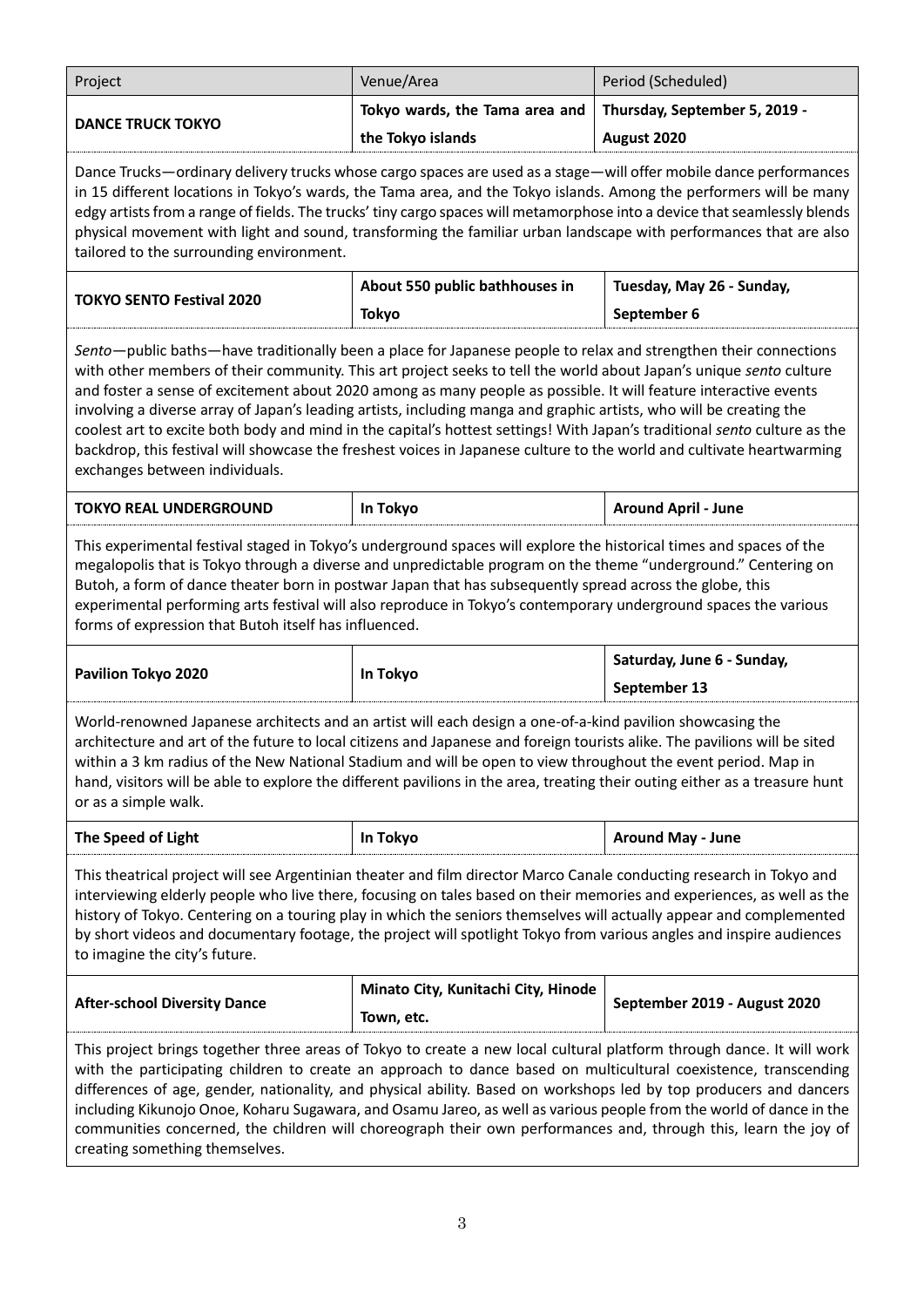| Project | Venue/Area | Period (Scheduled) |
| --- | --- | --- |
| **DANCE TRUCK TOKYO** | **Tokyo wards, the Tama area and the Tokyo islands** | **Thursday, September 5, 2019 - August 2020** |

Dance Trucks—ordinary delivery trucks whose cargo spaces are used as a stage—will offer mobile dance performances in 15 different locations in Tokyo's wards, the Tama area, and the Tokyo islands. Among the performers will be many edgy artists from a range of fields. The trucks' tiny cargo spaces will metamorphose into a device that seamlessly blends physical movement with light and sound, transforming the familiar urban landscape with performances that are also tailored to the surrounding environment.

| Project | Venue/Area | Period (Scheduled) |
| --- | --- | --- |
| **TOKYO SENTO Festival 2020** | **About 550 public bathhouses in Tokyo** | **Tuesday, May 26 - Sunday, September 6** |

*Sento*—public baths—have traditionally been a place for Japanese people to relax and strengthen their connections with other members of their community. This art project seeks to tell the world about Japan's unique *sento* culture and foster a sense of excitement about 2020 among as many people as possible. It will feature interactive events involving a diverse array of Japan's leading artists, including manga and graphic artists, who will be creating the coolest art to excite both body and mind in the capital's hottest settings! With Japan's traditional *sento* culture as the backdrop, this festival will showcase the freshest voices in Japanese culture to the world and cultivate heartwarming exchanges between individuals.

| Project | Venue/Area | Period (Scheduled) |
| --- | --- | --- |
| **TOKYO REAL UNDERGROUND** | **In Tokyo** | **Around April - June** |

This experimental festival staged in Tokyo's underground spaces will explore the historical times and spaces of the megalopolis that is Tokyo through a diverse and unpredictable program on the theme "underground." Centering on Butoh, a form of dance theater born in postwar Japan that has subsequently spread across the globe, this experimental performing arts festival will also reproduce in Tokyo's contemporary underground spaces the various forms of expression that Butoh itself has influenced.

| Project | Venue/Area | Period (Scheduled) |
| --- | --- | --- |
| **Pavilion Tokyo 2020** | **In Tokyo** | **Saturday, June 6 - Sunday, September 13** |

World-renowned Japanese architects and an artist will each design a one-of-a-kind pavilion showcasing the architecture and art of the future to local citizens and Japanese and foreign tourists alike. The pavilions will be sited within a 3 km radius of the New National Stadium and will be open to view throughout the event period. Map in hand, visitors will be able to explore the different pavilions in the area, treating their outing either as a treasure hunt or as a simple walk.

| Project | Venue/Area | Period (Scheduled) |
| --- | --- | --- |
| **The Speed of Light** | **In Tokyo** | **Around May - June** |

This theatrical project will see Argentinian theater and film director Marco Canale conducting research in Tokyo and interviewing elderly people who live there, focusing on tales based on their memories and experiences, as well as the history of Tokyo. Centering on a touring play in which the seniors themselves will actually appear and complemented by short videos and documentary footage, the project will spotlight Tokyo from various angles and inspire audiences to imagine the city's future.

| Project | Venue/Area | Period (Scheduled) |
| --- | --- | --- |
| **After-school Diversity Dance** | **Minato City, Kunitachi City, Hinode Town, etc.** | **September 2019 - August 2020** |

This project brings together three areas of Tokyo to create a new local cultural platform through dance. It will work with the participating children to create an approach to dance based on multicultural coexistence, transcending differences of age, gender, nationality, and physical ability. Based on workshops led by top producers and dancers including Kikunojo Onoe, Koharu Sugawara, and Osamu Jareo, as well as various people from the world of dance in the communities concerned, the children will choreograph their own performances and, through this, learn the joy of creating something themselves.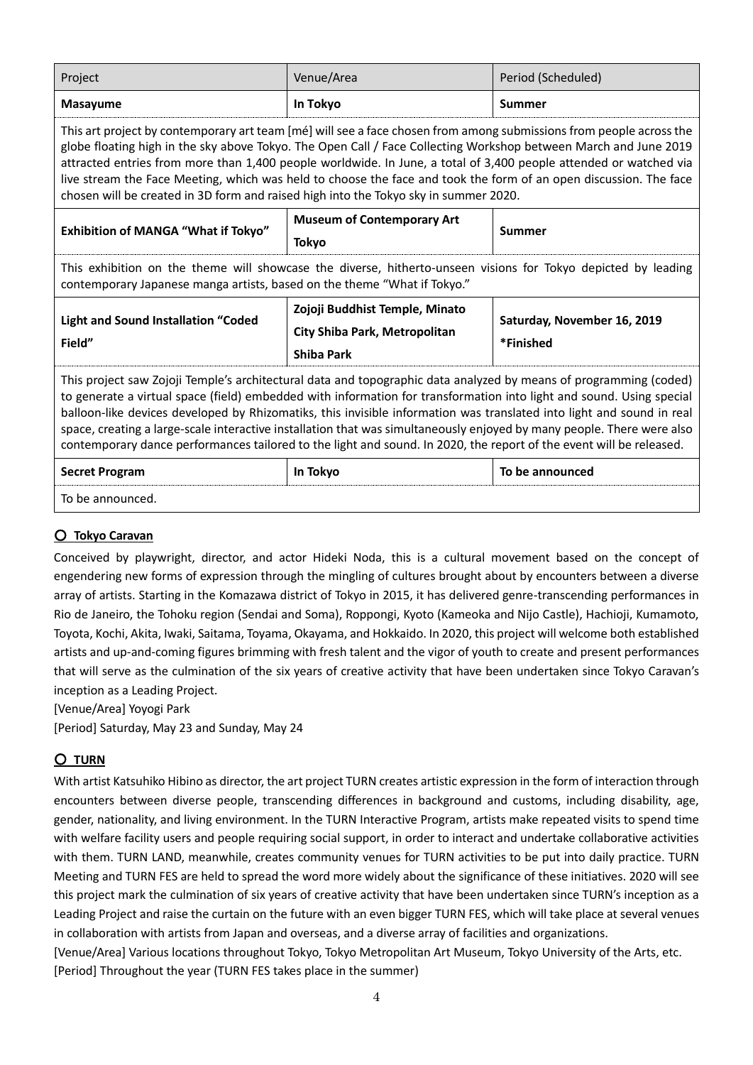| Project | Venue/Area | Period (Scheduled) |
|---|---|---|
| **Masayume** | **In Tokyo** | **Summer** |
| This art project by contemporary art team [mé] will see a face chosen from among submissions from people across the globe floating high in the sky above Tokyo. The Open Call / Face Collecting Workshop between March and June 2019 attracted entries from more than 1,400 people worldwide. In June, a total of 3,400 people attended or watched via live stream the Face Meeting, which was held to choose the face and took the form of an open discussion. The face chosen will be created in 3D form and raised high into the Tokyo sky in summer 2020. | | |
| **Exhibition of MANGA "What if Tokyo"** | **Museum of Contemporary Art Tokyo** | **Summer** |
| This exhibition on the theme will showcase the diverse, hitherto-unseen visions for Tokyo depicted by leading contemporary Japanese manga artists, based on the theme "What if Tokyo." | | |
| **Light and Sound Installation "Coded Field"** | **Zojoji Buddhist Temple, Minato City Shiba Park, Metropolitan Shiba Park** | **Saturday, November 16, 2019 *Finished** |
| This project saw Zojoji Temple's architectural data and topographic data analyzed by means of programming (coded) to generate a virtual space (field) embedded with information for transformation into light and sound. Using special balloon-like devices developed by Rhizomatiks, this invisible information was translated into light and sound in real space, creating a large-scale interactive installation that was simultaneously enjoyed by many people. There were also contemporary dance performances tailored to the light and sound. In 2020, the report of the event will be released. | | |
| **Secret Program** | **In Tokyo** | **To be announced** |
| To be announced. | | |

### ○ Tokyo Caravan

Conceived by playwright, director, and actor Hideki Noda, this is a cultural movement based on the concept of engendering new forms of expression through the mingling of cultures brought about by encounters between a diverse array of artists. Starting in the Komazawa district of Tokyo in 2015, it has delivered genre-transcending performances in Rio de Janeiro, the Tohoku region (Sendai and Soma), Roppongi, Kyoto (Kameoka and Nijo Castle), Hachioji, Kumamoto, Toyota, Kochi, Akita, Iwaki, Saitama, Toyama, Okayama, and Hokkaido. In 2020, this project will welcome both established artists and up-and-coming figures brimming with fresh talent and the vigor of youth to create and present performances that will serve as the culmination of the six years of creative activity that have been undertaken since Tokyo Caravan's inception as a Leading Project.

[Venue/Area] Yoyogi Park

[Period] Saturday, May 23 and Sunday, May 24

### ○ TURN

With artist Katsuhiko Hibino as director, the art project TURN creates artistic expression in the form of interaction through encounters between diverse people, transcending differences in background and customs, including disability, age, gender, nationality, and living environment. In the TURN Interactive Program, artists make repeated visits to spend time with welfare facility users and people requiring social support, in order to interact and undertake collaborative activities with them. TURN LAND, meanwhile, creates community venues for TURN activities to be put into daily practice. TURN Meeting and TURN FES are held to spread the word more widely about the significance of these initiatives. 2020 will see this project mark the culmination of six years of creative activity that have been undertaken since TURN's inception as a Leading Project and raise the curtain on the future with an even bigger TURN FES, which will take place at several venues in collaboration with artists from Japan and overseas, and a diverse array of facilities and organizations.

[Venue/Area] Various locations throughout Tokyo, Tokyo Metropolitan Art Museum, Tokyo University of the Arts, etc.

[Period] Throughout the year (TURN FES takes place in the summer)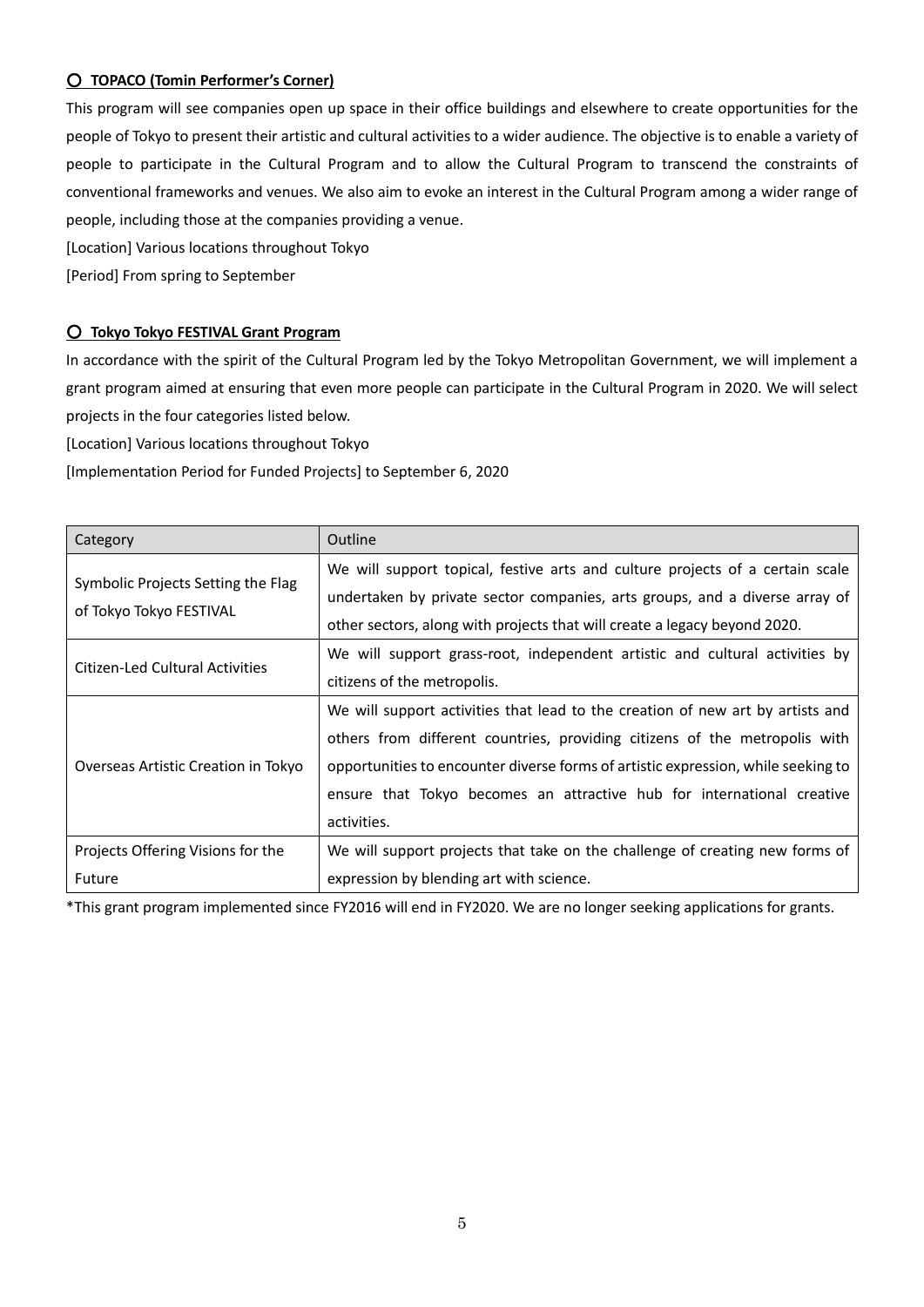### ○ TOPACO (Tomin Performer's Corner)

This program will see companies open up space in their office buildings and elsewhere to create opportunities for the people of Tokyo to present their artistic and cultural activities to a wider audience. The objective is to enable a variety of people to participate in the Cultural Program and to allow the Cultural Program to transcend the constraints of conventional frameworks and venues. We also aim to evoke an interest in the Cultural Program among a wider range of people, including those at the companies providing a venue.

[Location] Various locations throughout Tokyo

[Period] From spring to September

### ○ Tokyo Tokyo FESTIVAL Grant Program

In accordance with the spirit of the Cultural Program led by the Tokyo Metropolitan Government, we will implement a grant program aimed at ensuring that even more people can participate in the Cultural Program in 2020. We will select projects in the four categories listed below.

[Location] Various locations throughout Tokyo

[Implementation Period for Funded Projects] to September 6, 2020

| Category | Outline |
|---|---|
| Symbolic Projects Setting the Flag of Tokyo Tokyo FESTIVAL | We will support topical, festive arts and culture projects of a certain scale undertaken by private sector companies, arts groups, and a diverse array of other sectors, along with projects that will create a legacy beyond 2020. |
| Citizen-Led Cultural Activities | We will support grass-root, independent artistic and cultural activities by citizens of the metropolis. |
| Overseas Artistic Creation in Tokyo | We will support activities that lead to the creation of new art by artists and others from different countries, providing citizens of the metropolis with opportunities to encounter diverse forms of artistic expression, while seeking to ensure that Tokyo becomes an attractive hub for international creative activities. |
| Projects Offering Visions for the Future | We will support projects that take on the challenge of creating new forms of expression by blending art with science. |

*This grant program implemented since FY2016 will end in FY2020. We are no longer seeking applications for grants.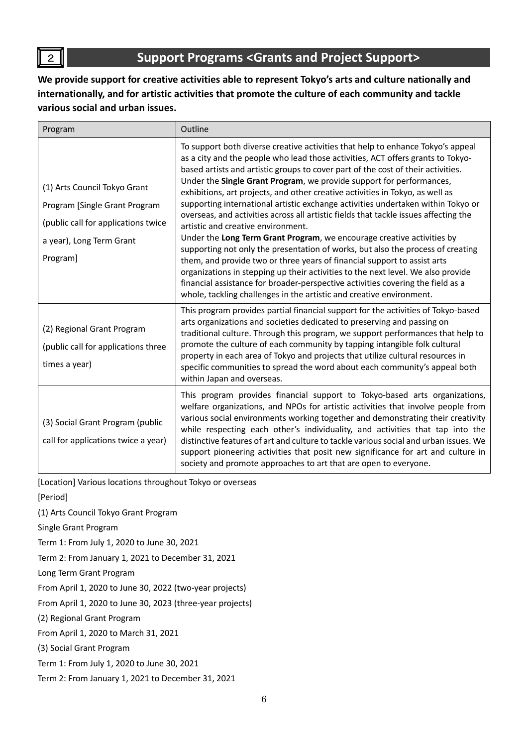## 2 Support Programs <Grants and Project Support>

**We provide support for creative activities able to represent Tokyo's arts and culture nationally and internationally, and for artistic activities that promote the culture of each community and tackle various social and urban issues.**

| Program | Outline |
|---|---|
| (1) Arts Council Tokyo Grant Program [Single Grant Program (public call for applications twice a year), Long Term Grant Program] | To support both diverse creative activities that help to enhance Tokyo's appeal as a city and the people who lead those activities, ACT offers grants to Tokyo-based artists and artistic groups to cover part of the cost of their activities. Under the **Single Grant Program**, we provide support for performances, exhibitions, art projects, and other creative activities in Tokyo, as well as supporting international artistic exchange activities undertaken within Tokyo or overseas, and activities across all artistic fields that tackle issues affecting the artistic and creative environment. Under the **Long Term Grant Program**, we encourage creative activities by supporting not only the presentation of works, but also the process of creating them, and provide two or three years of financial support to assist arts organizations in stepping up their activities to the next level. We also provide financial assistance for broader-perspective activities covering the field as a whole, tackling challenges in the artistic and creative environment. |
| (2) Regional Grant Program (public call for applications three times a year) | This program provides partial financial support for the activities of Tokyo-based arts organizations and societies dedicated to preserving and passing on traditional culture. Through this program, we support performances that help to promote the culture of each community by tapping intangible folk cultural property in each area of Tokyo and projects that utilize cultural resources in specific communities to spread the word about each community's appeal both within Japan and overseas. |
| (3) Social Grant Program (public call for applications twice a year) | This program provides financial support to Tokyo-based arts organizations, welfare organizations, and NPOs for artistic activities that involve people from various social environments working together and demonstrating their creativity while respecting each other's individuality, and activities that tap into the distinctive features of art and culture to tackle various social and urban issues. We support pioneering activities that posit new significance for art and culture in society and promote approaches to art that are open to everyone. |

[Location] Various locations throughout Tokyo or overseas

[Period]

(1) Arts Council Tokyo Grant Program

Single Grant Program

Term 1: From July 1, 2020 to June 30, 2021

Term 2: From January 1, 2021 to December 31, 2021

Long Term Grant Program

From April 1, 2020 to June 30, 2022 (two-year projects)

From April 1, 2020 to June 30, 2023 (three-year projects)

(2) Regional Grant Program

From April 1, 2020 to March 31, 2021

(3) Social Grant Program

Term 1: From July 1, 2020 to June 30, 2021

Term 2: From January 1, 2021 to December 31, 2021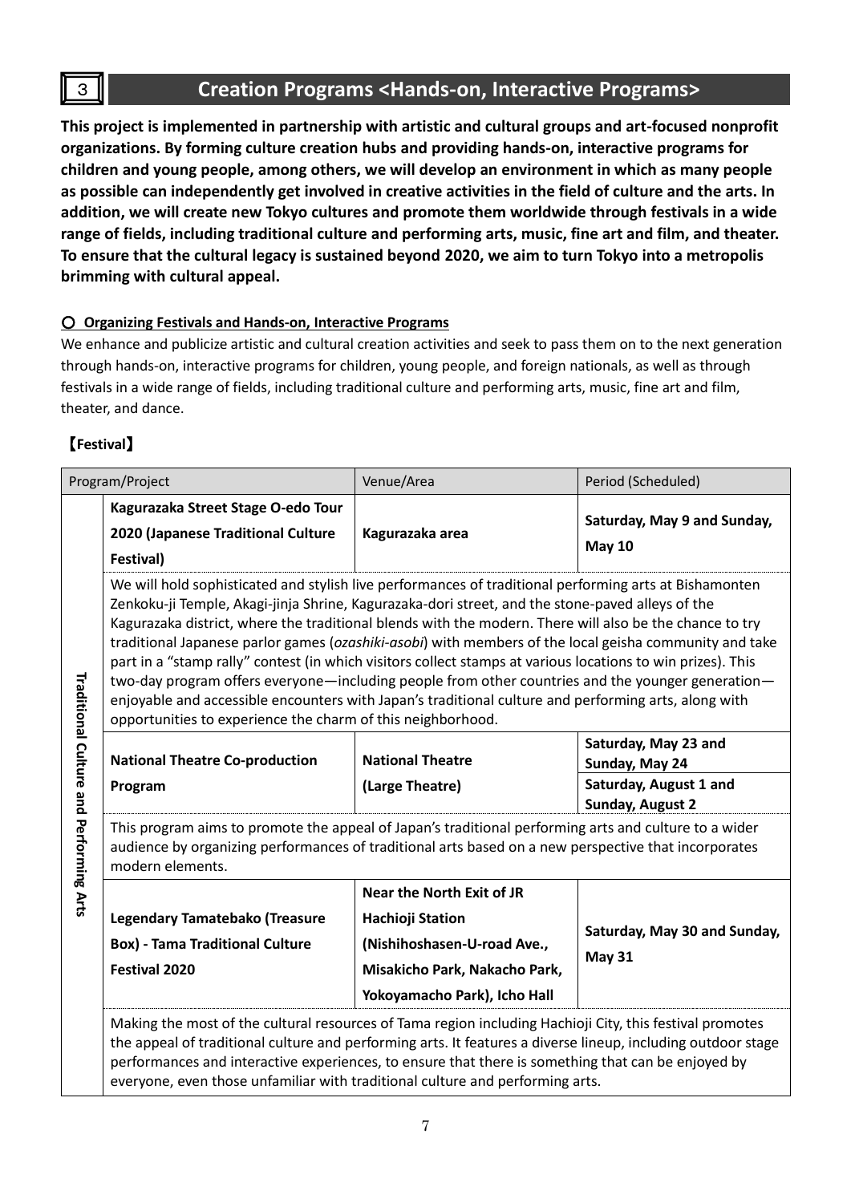## 3 Creation Programs <Hands-on, Interactive Programs>

**This project is implemented in partnership with artistic and cultural groups and art-focused nonprofit organizations. By forming culture creation hubs and providing hands-on, interactive programs for children and young people, among others, we will develop an environment in which as many people as possible can independently get involved in creative activities in the field of culture and the arts. In addition, we will create new Tokyo cultures and promote them worldwide through festivals in a wide range of fields, including traditional culture and performing arts, music, fine art and film, and theater. To ensure that the cultural legacy is sustained beyond 2020, we aim to turn Tokyo into a metropolis brimming with cultural appeal.**

### ○ Organizing Festivals and Hands-on, Interactive Programs

We enhance and publicize artistic and cultural creation activities and seek to pass them on to the next generation through hands-on, interactive programs for children, young people, and foreign nationals, as well as through festivals in a wide range of fields, including traditional culture and performing arts, music, fine art and film, theater, and dance.

### 【Festival】

| Program/Project | | Venue/Area | Period (Scheduled) |
|---|---|---|---|
| Traditional Culture and Performing Arts | **Kagurazaka Street Stage O-edo Tour 2020 (Japanese Traditional Culture Festival)** | **Kagurazaka area** | **Saturday, May 9 and Sunday, May 10** |
| | We will hold sophisticated and stylish live performances of traditional performing arts at Bishamonten Zenkoku-ji Temple, Akagi-jinja Shrine, Kagurazaka-dori street, and the stone-paved alleys of the Kagurazaka district, where the traditional blends with the modern. There will also be the chance to try traditional Japanese parlor games (*ozashiki-asobi*) with members of the local geisha community and take part in a "stamp rally" contest (in which visitors collect stamps at various locations to win prizes). This two-day program offers everyone—including people from other countries and the younger generation—enjoyable and accessible encounters with Japan's traditional culture and performing arts, along with opportunities to experience the charm of this neighborhood. | | |
| | **National Theatre Co-production Program** | **National Theatre (Large Theatre)** | **Saturday, May 23 and Sunday, May 24**<br>**Saturday, August 1 and Sunday, August 2** |
| | This program aims to promote the appeal of Japan's traditional performing arts and culture to a wider audience by organizing performances of traditional arts based on a new perspective that incorporates modern elements. | | |
| | **Legendary Tamatebako (Treasure Box) - Tama Traditional Culture Festival 2020** | **Near the North Exit of JR Hachioji Station (Nishihoshasen-U-road Ave., Misakicho Park, Nakacho Park, Yokoyamacho Park), Icho Hall** | **Saturday, May 30 and Sunday, May 31** |
| | Making the most of the cultural resources of Tama region including Hachioji City, this festival promotes the appeal of traditional culture and performing arts. It features a diverse lineup, including outdoor stage performances and interactive experiences, to ensure that there is something that can be enjoyed by everyone, even those unfamiliar with traditional culture and performing arts. | | |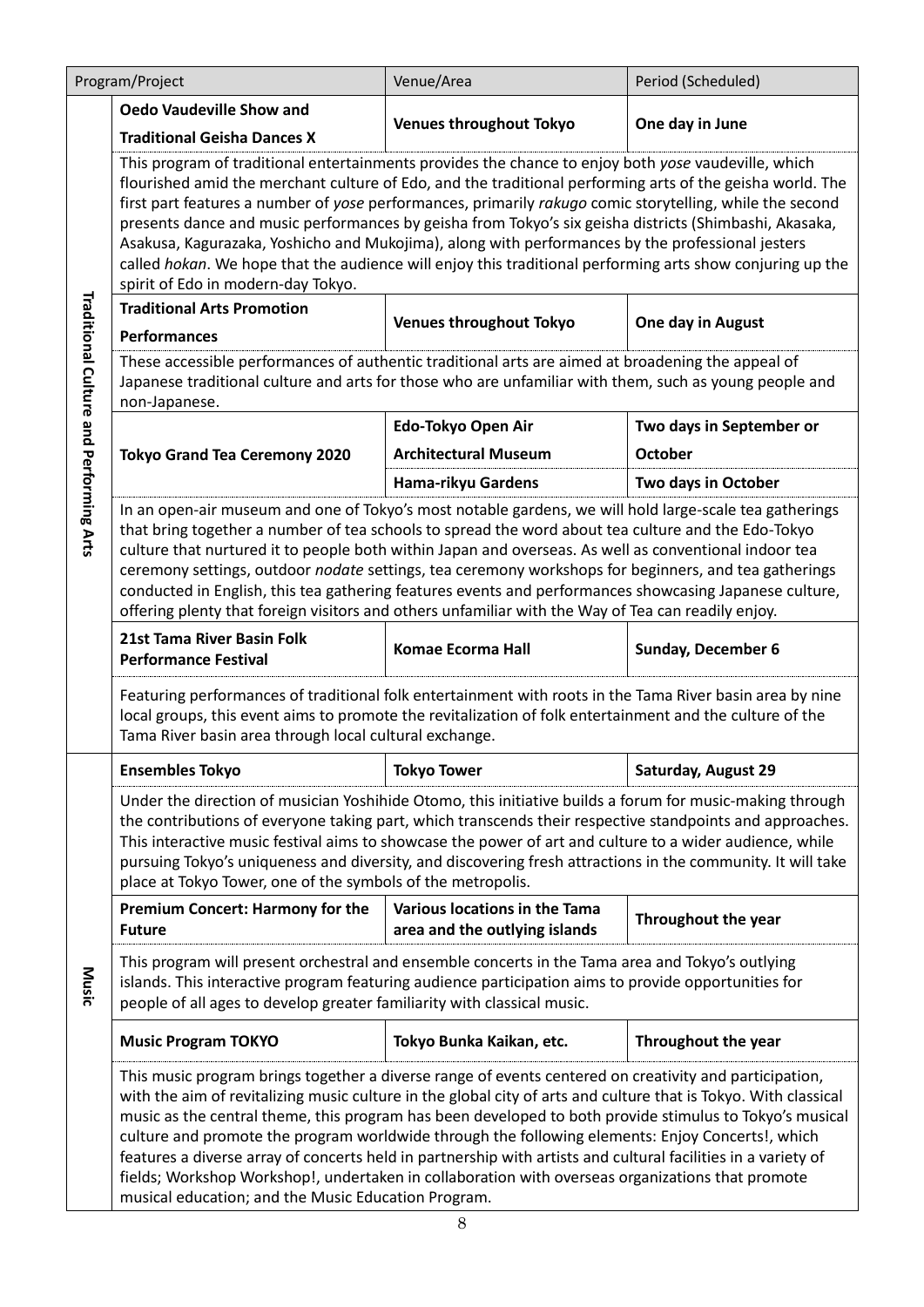| Program/Project | | Venue/Area | Period (Scheduled) |
|---|---|---|---|
| Traditional Culture and Performing Arts | **Oedo Vaudeville Show and Traditional Geisha Dances X** | **Venues throughout Tokyo** | **One day in June** |
| | This program of traditional entertainments provides the chance to enjoy both *yose* vaudeville, which flourished amid the merchant culture of Edo, and the traditional performing arts of the geisha world. The first part features a number of *yose* performances, primarily *rakugo* comic storytelling, while the second presents dance and music performances by geisha from Tokyo's six geisha districts (Shimbashi, Akasaka, Asakusa, Kagurazaka, Yoshicho and Mukojima), along with performances by the professional jesters called *hokan*. We hope that the audience will enjoy this traditional performing arts show conjuring up the spirit of Edo in modern-day Tokyo. | | |
| | **Traditional Arts Promotion Performances** | **Venues throughout Tokyo** | **One day in August** |
| | These accessible performances of authentic traditional arts are aimed at broadening the appeal of Japanese traditional culture and arts for those who are unfamiliar with them, such as young people and non-Japanese. | | |
| | **Tokyo Grand Tea Ceremony 2020** | **Edo-Tokyo Open Air Architectural Museum** | **Two days in September or October** |
| | | **Hama-rikyu Gardens** | **Two days in October** |
| | In an open-air museum and one of Tokyo's most notable gardens, we will hold large-scale tea gatherings that bring together a number of tea schools to spread the word about tea culture and the Edo-Tokyo culture that nurtured it to people both within Japan and overseas. As well as conventional indoor tea ceremony settings, outdoor *nodate* settings, tea ceremony workshops for beginners, and tea gatherings conducted in English, this tea gathering features events and performances showcasing Japanese culture, offering plenty that foreign visitors and others unfamiliar with the Way of Tea can readily enjoy. | | |
| | **21st Tama River Basin Folk Performance Festival** | **Komae Ecorma Hall** | **Sunday, December 6** |
| | Featuring performances of traditional folk entertainment with roots in the Tama River basin area by nine local groups, this event aims to promote the revitalization of folk entertainment and the culture of the Tama River basin area through local cultural exchange. | | |
| Music | **Ensembles Tokyo** | **Tokyo Tower** | **Saturday, August 29** |
| | Under the direction of musician Yoshihide Otomo, this initiative builds a forum for music-making through the contributions of everyone taking part, which transcends their respective standpoints and approaches. This interactive music festival aims to showcase the power of art and culture to a wider audience, while pursuing Tokyo's uniqueness and diversity, and discovering fresh attractions in the community. It will take place at Tokyo Tower, one of the symbols of the metropolis. | | |
| | **Premium Concert: Harmony for the Future** | **Various locations in the Tama area and the outlying islands** | **Throughout the year** |
| | This program will present orchestral and ensemble concerts in the Tama area and Tokyo's outlying islands. This interactive program featuring audience participation aims to provide opportunities for people of all ages to develop greater familiarity with classical music. | | |
| | **Music Program TOKYO** | **Tokyo Bunka Kaikan, etc.** | **Throughout the year** |
| | This music program brings together a diverse range of events centered on creativity and participation, with the aim of revitalizing music culture in the global city of arts and culture that is Tokyo. With classical music as the central theme, this program has been developed to both provide stimulus to Tokyo's musical culture and promote the program worldwide through the following elements: Enjoy Concerts!, which features a diverse array of concerts held in partnership with artists and cultural facilities in a variety of fields; Workshop Workshop!, undertaken in collaboration with overseas organizations that promote musical education; and the Music Education Program. | | |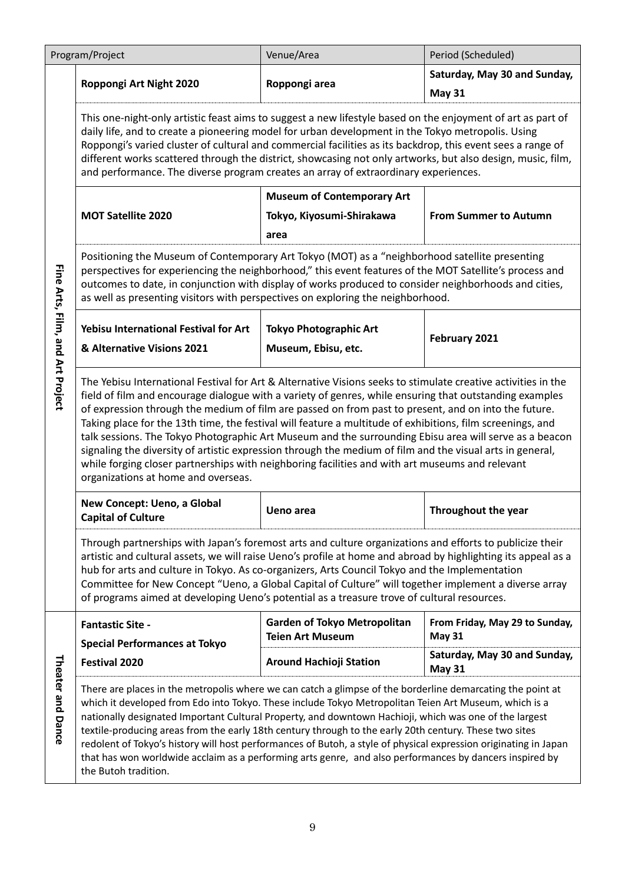| | Program/Project | Venue/Area | Period (Scheduled) |
| --- | --- | --- | --- |
| Fine Arts, Film, and Art Project | **Roppongi Art Night 2020** | **Roppongi area** | **Saturday, May 30 and Sunday, May 31** |
| | This one-night-only artistic feast aims to suggest a new lifestyle based on the enjoyment of art as part of daily life, and to create a pioneering model for urban development in the Tokyo metropolis. Using Roppongi's varied cluster of cultural and commercial facilities as its backdrop, this event sees a range of different works scattered through the district, showcasing not only artworks, but also design, music, film, and performance. The diverse program creates an array of extraordinary experiences. | | |
| | **MOT Satellite 2020** | **Museum of Contemporary Art Tokyo, Kiyosumi-Shirakawa area** | **From Summer to Autumn** |
| | Positioning the Museum of Contemporary Art Tokyo (MOT) as a "neighborhood satellite presenting perspectives for experiencing the neighborhood," this event features of the MOT Satellite's process and outcomes to date, in conjunction with display of works produced to consider neighborhoods and cities, as well as presenting visitors with perspectives on exploring the neighborhood. | | |
| | **Yebisu International Festival for Art & Alternative Visions 2021** | **Tokyo Photographic Art Museum, Ebisu, etc.** | **February 2021** |
| | The Yebisu International Festival for Art & Alternative Visions seeks to stimulate creative activities in the field of film and encourage dialogue with a variety of genres, while ensuring that outstanding examples of expression through the medium of film are passed on from past to present, and on into the future. Taking place for the 13th time, the festival will feature a multitude of exhibitions, film screenings, and talk sessions. The Tokyo Photographic Art Museum and the surrounding Ebisu area will serve as a beacon signaling the diversity of artistic expression through the medium of film and the visual arts in general, while forging closer partnerships with neighboring facilities and with art museums and relevant organizations at home and overseas. | | |
| | **New Concept: Ueno, a Global Capital of Culture** | **Ueno area** | **Throughout the year** |
| | Through partnerships with Japan's foremost arts and culture organizations and efforts to publicize their artistic and cultural assets, we will raise Ueno's profile at home and abroad by highlighting its appeal as a hub for arts and culture in Tokyo. As co-organizers, Arts Council Tokyo and the Implementation Committee for New Concept "Ueno, a Global Capital of Culture" will together implement a diverse array of programs aimed at developing Ueno's potential as a treasure trove of cultural resources. | | |
| Theater and Dance | **Fantastic Site - Special Performances at Tokyo Festival 2020** | **Garden of Tokyo Metropolitan Teien Art Museum** | **From Friday, May 29 to Sunday, May 31** |
| | | **Around Hachioji Station** | **Saturday, May 30 and Sunday, May 31** |
| | There are places in the metropolis where we can catch a glimpse of the borderline demarcating the point at which it developed from Edo into Tokyo. These include Tokyo Metropolitan Teien Art Museum, which is a nationally designated Important Cultural Property, and downtown Hachioji, which was one of the largest textile-producing areas from the early 18th century through to the early 20th century. These two sites redolent of Tokyo's history will host performances of Butoh, a style of physical expression originating in Japan that has won worldwide acclaim as a performing arts genre, and also performances by dancers inspired by the Butoh tradition. | | |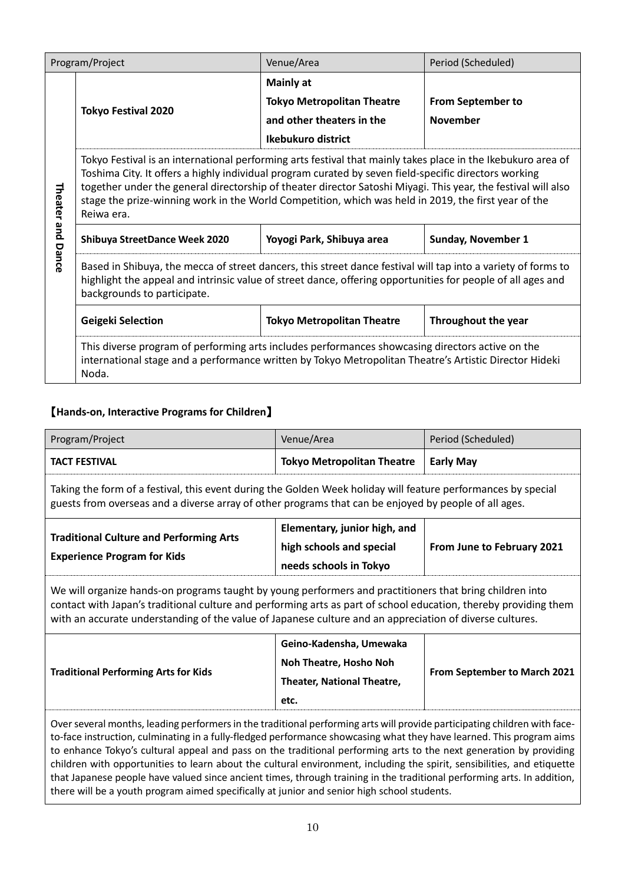| Program/Project | | Venue/Area | Period (Scheduled) |
|---|---|---|---|
| Theater and Dance | **Tokyo Festival 2020** | **Mainly at Tokyo Metropolitan Theatre and other theaters in the Ikebukuro district** | **From September to November** |
| | Tokyo Festival is an international performing arts festival that mainly takes place in the Ikebukuro area of Toshima City. It offers a highly individual program curated by seven field-specific directors working together under the general directorship of theater director Satoshi Miyagi. This year, the festival will also stage the prize-winning work in the World Competition, which was held in 2019, the first year of the Reiwa era. | | |
| | **Shibuya StreetDance Week 2020** | **Yoyogi Park, Shibuya area** | **Sunday, November 1** |
| | Based in Shibuya, the mecca of street dancers, this street dance festival will tap into a variety of forms to highlight the appeal and intrinsic value of street dance, offering opportunities for people of all ages and backgrounds to participate. | | |
| | **Geigeki Selection** | **Tokyo Metropolitan Theatre** | **Throughout the year** |
| | This diverse program of performing arts includes performances showcasing directors active on the international stage and a performance written by Tokyo Metropolitan Theatre's Artistic Director Hideki Noda. | | |

**【Hands-on, Interactive Programs for Children】**

| Program/Project | Venue/Area | Period (Scheduled) |
|---|---|---|
| **TACT FESTIVAL** | **Tokyo Metropolitan Theatre** | **Early May** |
| Taking the form of a festival, this event during the Golden Week holiday will feature performances by special guests from overseas and a diverse array of other programs that can be enjoyed by people of all ages. | | |
| **Traditional Culture and Performing Arts Experience Program for Kids** | **Elementary, junior high, and high schools and special needs schools in Tokyo** | **From June to February 2021** |
| We will organize hands-on programs taught by young performers and practitioners that bring children into contact with Japan's traditional culture and performing arts as part of school education, thereby providing them with an accurate understanding of the value of Japanese culture and an appreciation of diverse cultures. | | |
| **Traditional Performing Arts for Kids** | **Geino-Kadensha, Umewaka Noh Theatre, Hosho Noh Theater, National Theatre, etc.** | **From September to March 2021** |
| Over several months, leading performers in the traditional performing arts will provide participating children with face-to-face instruction, culminating in a fully-fledged performance showcasing what they have learned. This program aims to enhance Tokyo's cultural appeal and pass on the traditional performing arts to the next generation by providing children with opportunities to learn about the cultural environment, including the spirit, sensibilities, and etiquette that Japanese people have valued since ancient times, through training in the traditional performing arts. In addition, there will be a youth program aimed specifically at junior and senior high school students. | | |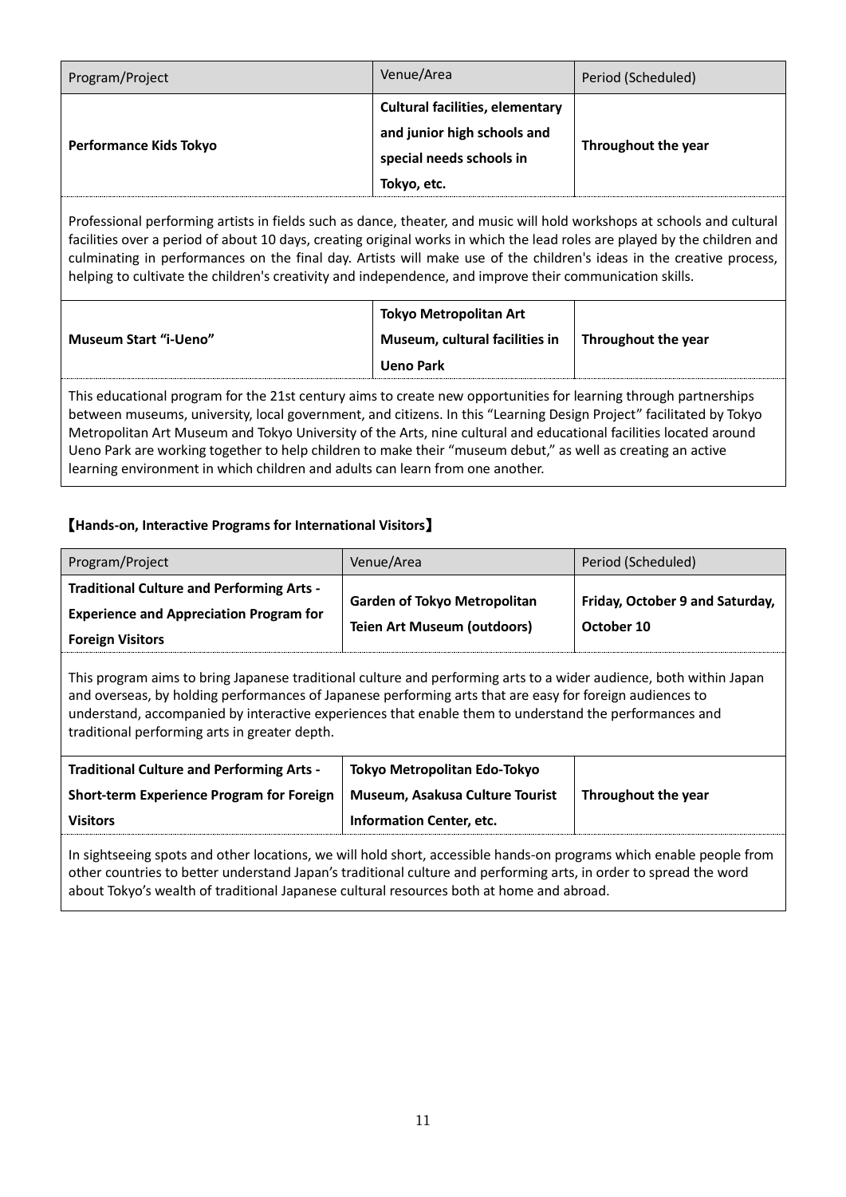| Program/Project | Venue/Area | Period (Scheduled) |
|---|---|---|
| **Performance Kids Tokyo** | **Cultural facilities, elementary and junior high schools and special needs schools in Tokyo, etc.** | **Throughout the year** |
| Professional performing artists in fields such as dance, theater, and music will hold workshops at schools and cultural facilities over a period of about 10 days, creating original works in which the lead roles are played by the children and culminating in performances on the final day. Artists will make use of the children's ideas in the creative process, helping to cultivate the children's creativity and independence, and improve their communication skills. | | |
| **Museum Start "i-Ueno"** | **Tokyo Metropolitan Art Museum, cultural facilities in Ueno Park** | **Throughout the year** |
| This educational program for the 21st century aims to create new opportunities for learning through partnerships between museums, university, local government, and citizens. In this "Learning Design Project" facilitated by Tokyo Metropolitan Art Museum and Tokyo University of the Arts, nine cultural and educational facilities located around Ueno Park are working together to help children to make their "museum debut," as well as creating an active learning environment in which children and adults can learn from one another. | | |

**【Hands-on, Interactive Programs for International Visitors】**

| Program/Project | Venue/Area | Period (Scheduled) |
|---|---|---|
| **Traditional Culture and Performing Arts - Experience and Appreciation Program for Foreign Visitors** | **Garden of Tokyo Metropolitan Teien Art Museum (outdoors)** | **Friday, October 9 and Saturday, October 10** |
| This program aims to bring Japanese traditional culture and performing arts to a wider audience, both within Japan and overseas, by holding performances of Japanese performing arts that are easy for foreign audiences to understand, accompanied by interactive experiences that enable them to understand the performances and traditional performing arts in greater depth. | | |
| **Traditional Culture and Performing Arts - Short-term Experience Program for Foreign Visitors** | **Tokyo Metropolitan Edo-Tokyo Museum, Asakusa Culture Tourist Information Center, etc.** | **Throughout the year** |
| In sightseeing spots and other locations, we will hold short, accessible hands-on programs which enable people from other countries to better understand Japan's traditional culture and performing arts, in order to spread the word about Tokyo's wealth of traditional Japanese cultural resources both at home and abroad. | | |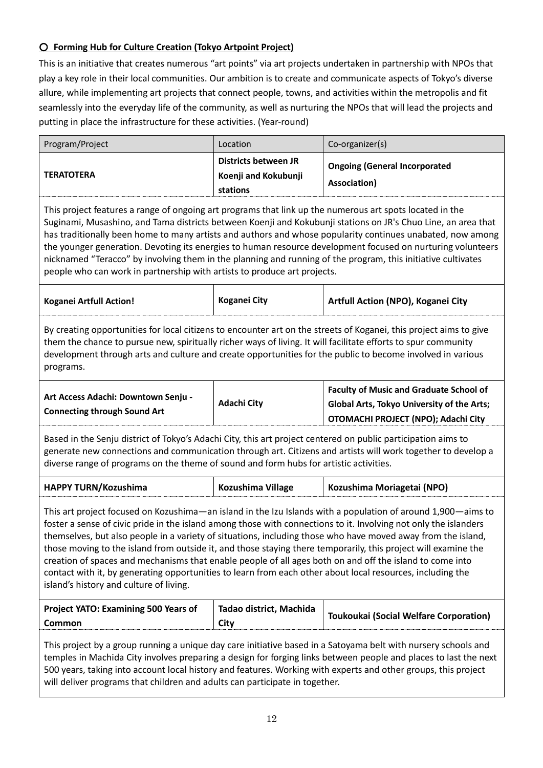### ○ Forming Hub for Culture Creation (Tokyo Artpoint Project)

This is an initiative that creates numerous "art points" via art projects undertaken in partnership with NPOs that play a key role in their local communities. Our ambition is to create and communicate aspects of Tokyo's diverse allure, while implementing art projects that connect people, towns, and activities within the metropolis and fit seamlessly into the everyday life of the community, as well as nurturing the NPOs that will lead the projects and putting in place the infrastructure for these activities. (Year-round)

| Program/Project | Location | Co-organizer(s) |
|---|---|---|
| **TERATOTERA** | **Districts between JR Koenji and Kokubunji stations** | **Ongoing (General Incorporated Association)** |
| This project features a range of ongoing art programs that link up the numerous art spots located in the Suginami, Musashino, and Tama districts between Koenji and Kokubunji stations on JR's Chuo Line, an area that has traditionally been home to many artists and authors and whose popularity continues unabated, now among the younger generation. Devoting its energies to human resource development focused on nurturing volunteers nicknamed "Teracco" by involving them in the planning and running of the program, this initiative cultivates people who can work in partnership with artists to produce art projects. | | |
| **Koganei Artfull Action!** | **Koganei City** | **Artfull Action (NPO), Koganei City** |
| By creating opportunities for local citizens to encounter art on the streets of Koganei, this project aims to give them the chance to pursue new, spiritually richer ways of living. It will facilitate efforts to spur community development through arts and culture and create opportunities for the public to become involved in various programs. | | |
| **Art Access Adachi: Downtown Senju - Connecting through Sound Art** | **Adachi City** | **Faculty of Music and Graduate School of Global Arts, Tokyo University of the Arts; OTOMACHI PROJECT (NPO); Adachi City** |
| Based in the Senju district of Tokyo's Adachi City, this art project centered on public participation aims to generate new connections and communication through art. Citizens and artists will work together to develop a diverse range of programs on the theme of sound and form hubs for artistic activities. | | |
| **HAPPY TURN/Kozushima** | **Kozushima Village** | **Kozushima Moriagetai (NPO)** |
| This art project focused on Kozushima—an island in the Izu Islands with a population of around 1,900—aims to foster a sense of civic pride in the island among those with connections to it. Involving not only the islanders themselves, but also people in a variety of situations, including those who have moved away from the island, those moving to the island from outside it, and those staying there temporarily, this project will examine the creation of spaces and mechanisms that enable people of all ages both on and off the island to come into contact with it, by generating opportunities to learn from each other about local resources, including the island's history and culture of living. | | |
| **Project YATO: Examining 500 Years of Common** | **Tadao district, Machida City** | **Toukoukai (Social Welfare Corporation)** |
| This project by a group running a unique day care initiative based in a Satoyama belt with nursery schools and temples in Machida City involves preparing a design for forging links between people and places to last the next 500 years, taking into account local history and features. Working with experts and other groups, this project will deliver programs that children and adults can participate in together. | | |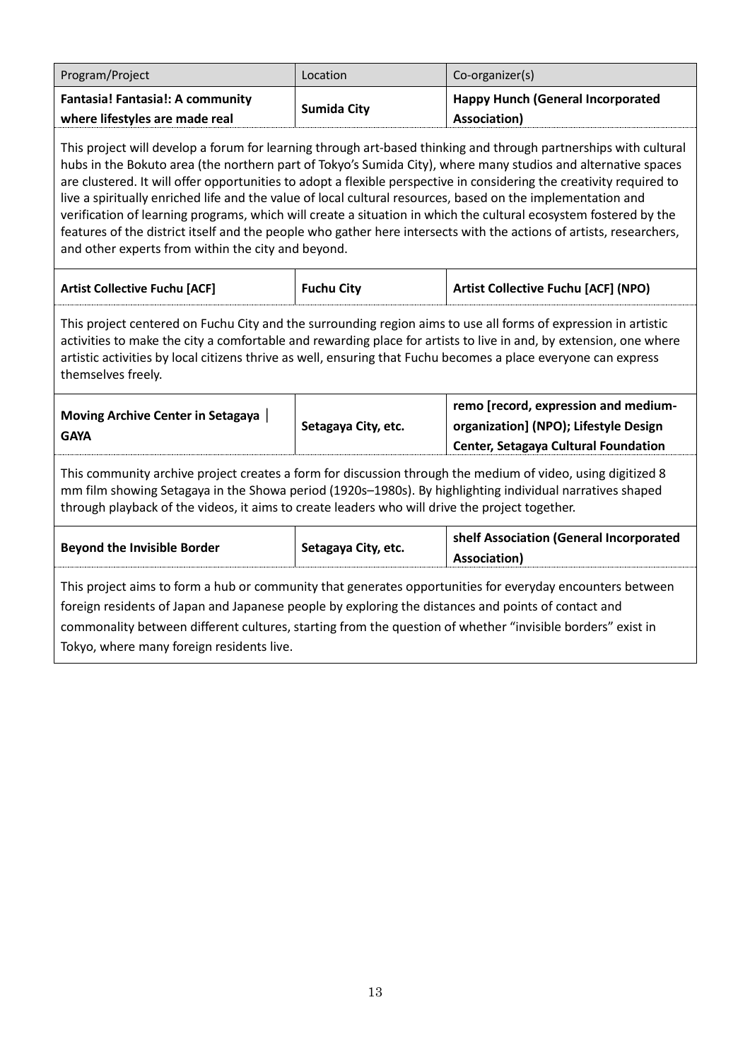| Program/Project | Location | Co-organizer(s) |
| --- | --- | --- |
| **Fantasia! Fantasia!: A community where lifestyles are made real** | **Sumida City** | **Happy Hunch (General Incorporated Association)** |
| This project will develop a forum for learning through art-based thinking and through partnerships with cultural hubs in the Bokuto area (the northern part of Tokyo's Sumida City), where many studios and alternative spaces are clustered. It will offer opportunities to adopt a flexible perspective in considering the creativity required to live a spiritually enriched life and the value of local cultural resources, based on the implementation and verification of learning programs, which will create a situation in which the cultural ecosystem fostered by the features of the district itself and the people who gather here intersects with the actions of artists, researchers, and other experts from within the city and beyond. | | |
| **Artist Collective Fuchu [ACF]** | **Fuchu City** | **Artist Collective Fuchu [ACF] (NPO)** |
| This project centered on Fuchu City and the surrounding region aims to use all forms of expression in artistic activities to make the city a comfortable and rewarding place for artists to live in and, by extension, one where artistic activities by local citizens thrive as well, ensuring that Fuchu becomes a place everyone can express themselves freely. | | |
| **Moving Archive Center in Setagaya ｜ GAYA** | **Setagaya City, etc.** | **remo [record, expression and medium-organization] (NPO); Lifestyle Design Center, Setagaya Cultural Foundation** |
| This community archive project creates a form for discussion through the medium of video, using digitized 8 mm film showing Setagaya in the Showa period (1920s–1980s). By highlighting individual narratives shaped through playback of the videos, it aims to create leaders who will drive the project together. | | |
| **Beyond the Invisible Border** | **Setagaya City, etc.** | **shelf Association (General Incorporated Association)** |
| This project aims to form a hub or community that generates opportunities for everyday encounters between foreign residents of Japan and Japanese people by exploring the distances and points of contact and commonality between different cultures, starting from the question of whether "invisible borders" exist in Tokyo, where many foreign residents live. | | |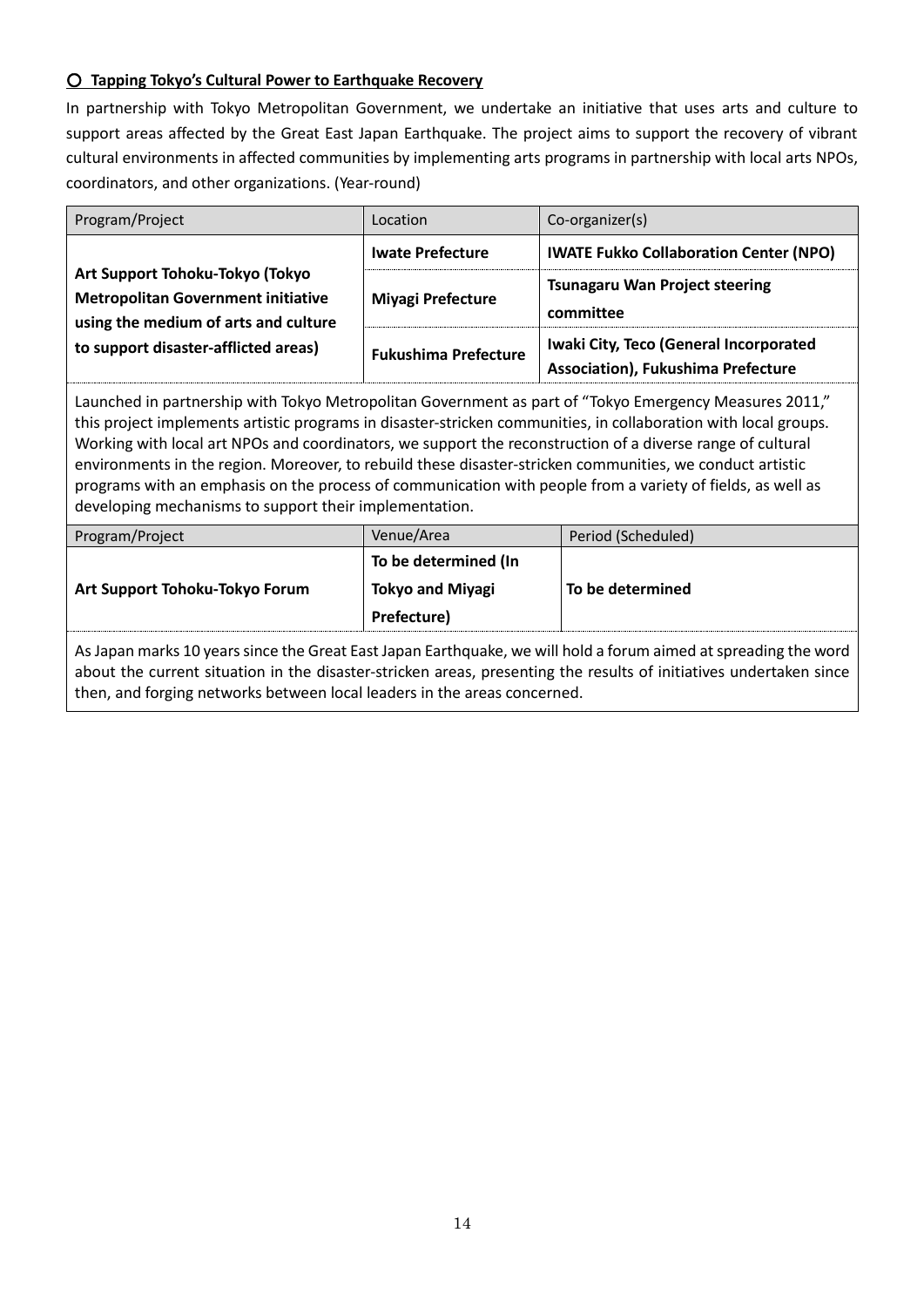### ○ Tapping Tokyo's Cultural Power to Earthquake Recovery

In partnership with Tokyo Metropolitan Government, we undertake an initiative that uses arts and culture to support areas affected by the Great East Japan Earthquake. The project aims to support the recovery of vibrant cultural environments in affected communities by implementing arts programs in partnership with local arts NPOs, coordinators, and other organizations. (Year-round)

| Program/Project | Location | Co-organizer(s) |
| --- | --- | --- |
| **Art Support Tohoku-Tokyo (Tokyo Metropolitan Government initiative using the medium of arts and culture to support disaster-afflicted areas)** | **Iwate Prefecture** | **IWATE Fukko Collaboration Center (NPO)** |
| | **Miyagi Prefecture** | **Tsunagaru Wan Project steering committee** |
| | **Fukushima Prefecture** | **Iwaki City, Teco (General Incorporated Association), Fukushima Prefecture** |

Launched in partnership with Tokyo Metropolitan Government as part of "Tokyo Emergency Measures 2011," this project implements artistic programs in disaster-stricken communities, in collaboration with local groups. Working with local art NPOs and coordinators, we support the reconstruction of a diverse range of cultural environments in the region. Moreover, to rebuild these disaster-stricken communities, we conduct artistic programs with an emphasis on the process of communication with people from a variety of fields, as well as developing mechanisms to support their implementation.

| Program/Project | Venue/Area | Period (Scheduled) |
| --- | --- | --- |
| **Art Support Tohoku-Tokyo Forum** | **To be determined (In Tokyo and Miyagi Prefecture)** | **To be determined** |

As Japan marks 10 years since the Great East Japan Earthquake, we will hold a forum aimed at spreading the word about the current situation in the disaster-stricken areas, presenting the results of initiatives undertaken since then, and forging networks between local leaders in the areas concerned.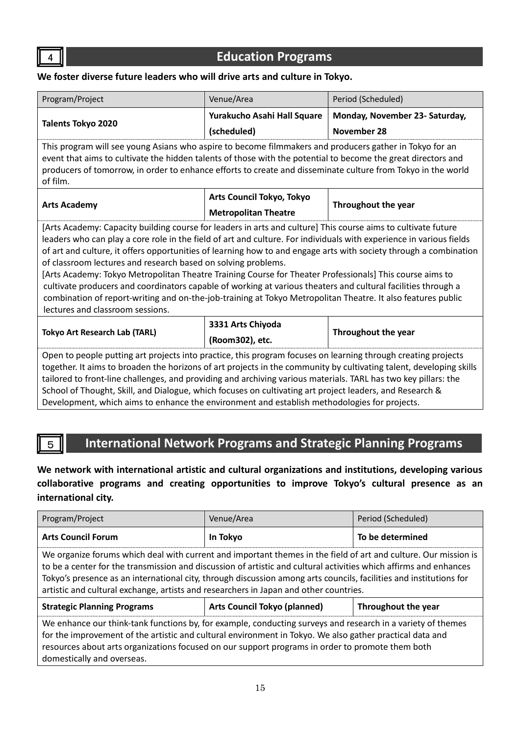## 4 Education Programs

**We foster diverse future leaders who will drive arts and culture in Tokyo.**

| Program/Project | Venue/Area | Period (Scheduled) |
| --- | --- | --- |
| **Talents Tokyo 2020** | **Yurakucho Asahi Hall Square (scheduled)** | **Monday, November 23- Saturday, November 28** |
| This program will see young Asians who aspire to become filmmakers and producers gather in Tokyo for an event that aims to cultivate the hidden talents of those with the potential to become the great directors and producers of tomorrow, in order to enhance efforts to create and disseminate culture from Tokyo in the world of film. | | |
| **Arts Academy** | **Arts Council Tokyo, Tokyo Metropolitan Theatre** | **Throughout the year** |
| [Arts Academy: Capacity building course for leaders in arts and culture] This course aims to cultivate future leaders who can play a core role in the field of art and culture. For individuals with experience in various fields of art and culture, it offers opportunities of learning how to and engage arts with society through a combination of classroom lectures and research based on solving problems. [Arts Academy: Tokyo Metropolitan Theatre Training Course for Theater Professionals] This course aims to cultivate producers and coordinators capable of working at various theaters and cultural facilities through a combination of report-writing and on-the-job-training at Tokyo Metropolitan Theatre. It also features public lectures and classroom sessions. | | |
| **Tokyo Art Research Lab (TARL)** | **3331 Arts Chiyoda (Room302), etc.** | **Throughout the year** |
| Open to people putting art projects into practice, this program focuses on learning through creating projects together. It aims to broaden the horizons of art projects in the community by cultivating talent, developing skills tailored to front-line challenges, and providing and archiving various materials. TARL has two key pillars: the School of Thought, Skill, and Dialogue, which focuses on cultivating art project leaders, and Research & Development, which aims to enhance the environment and establish methodologies for projects. | | |

## 5 International Network Programs and Strategic Planning Programs

**We network with international artistic and cultural organizations and institutions, developing various collaborative programs and creating opportunities to improve Tokyo's cultural presence as an international city.**

| Program/Project | Venue/Area | Period (Scheduled) |
| --- | --- | --- |
| **Arts Council Forum** | **In Tokyo** | **To be determined** |
| We organize forums which deal with current and important themes in the field of art and culture. Our mission is to be a center for the transmission and discussion of artistic and cultural activities which affirms and enhances Tokyo's presence as an international city, through discussion among arts councils, facilities and institutions for artistic and cultural exchange, artists and researchers in Japan and other countries. | | |
| **Strategic Planning Programs** | **Arts Council Tokyo (planned)** | **Throughout the year** |
| We enhance our think-tank functions by, for example, conducting surveys and research in a variety of themes for the improvement of the artistic and cultural environment in Tokyo. We also gather practical data and resources about arts organizations focused on our support programs in order to promote them both domestically and overseas. | | |